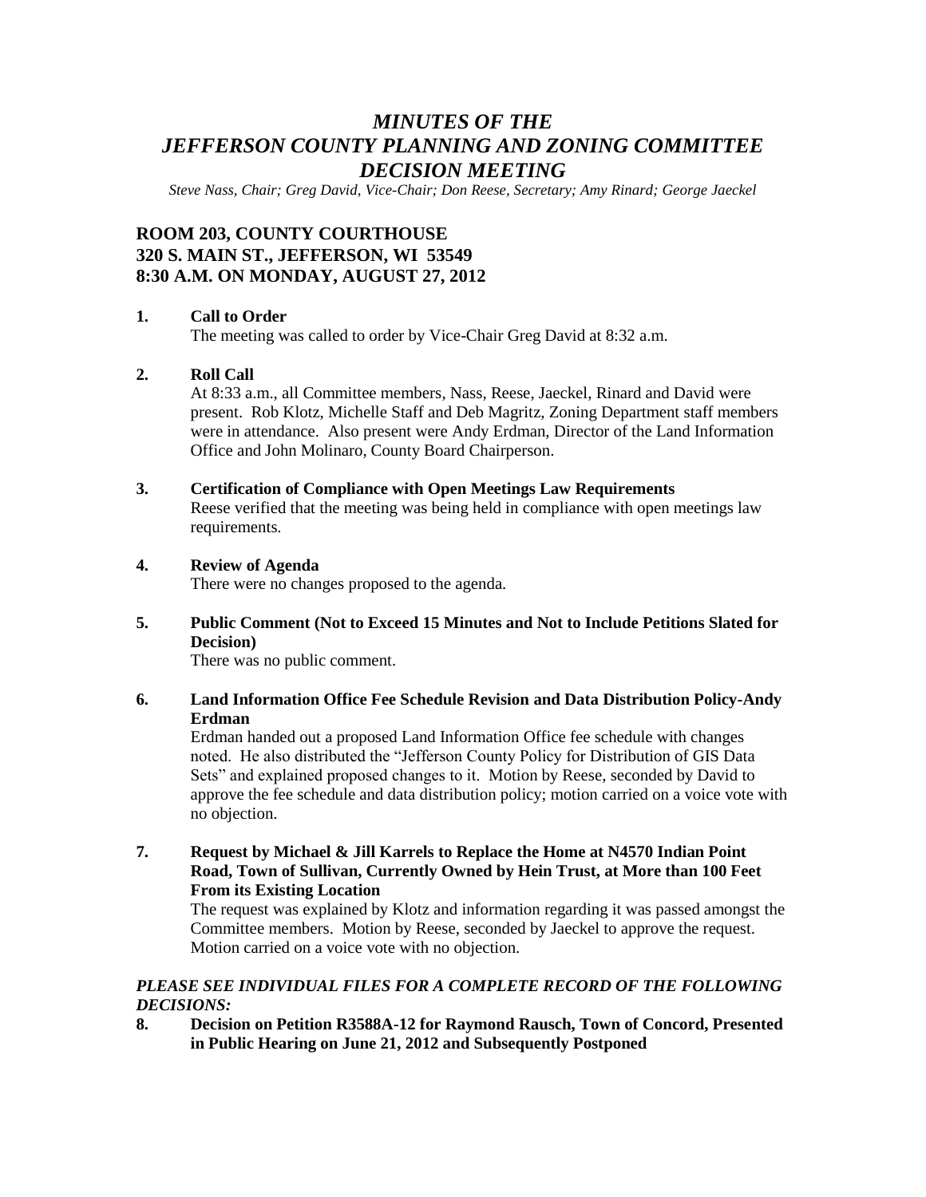# *MINUTES OF THE JEFFERSON COUNTY PLANNING AND ZONING COMMITTEE DECISION MEETING*

*Steve Nass, Chair; Greg David, Vice-Chair; Don Reese, Secretary; Amy Rinard; George Jaeckel*

## ROOM 203, COUNTY COURTHOUSE
## 320 S. MAIN ST., JEFFERSON, WI 53549
## 8:30 A.M. ON MONDAY, AUGUST 27, 2012

**1. Call to Order**

The meeting was called to order by Vice-Chair Greg David at 8:32 a.m.

**2. Roll Call**

At 8:33 a.m., all Committee members, Nass, Reese, Jaeckel, Rinard and David were present. Rob Klotz, Michelle Staff and Deb Magritz, Zoning Department staff members were in attendance. Also present were Andy Erdman, Director of the Land Information Office and John Molinaro, County Board Chairperson.

**3. Certification of Compliance with Open Meetings Law Requirements**

Reese verified that the meeting was being held in compliance with open meetings law requirements.

**4. Review of Agenda**

There were no changes proposed to the agenda.

**5. Public Comment (Not to Exceed 15 Minutes and Not to Include Petitions Slated for Decision)**

There was no public comment.

**6. Land Information Office Fee Schedule Revision and Data Distribution Policy-Andy Erdman**

Erdman handed out a proposed Land Information Office fee schedule with changes noted. He also distributed the "Jefferson County Policy for Distribution of GIS Data Sets" and explained proposed changes to it. Motion by Reese, seconded by David to approve the fee schedule and data distribution policy; motion carried on a voice vote with no objection.

**7. Request by Michael & Jill Karrels to Replace the Home at N4570 Indian Point Road, Town of Sullivan, Currently Owned by Hein Trust, at More than 100 Feet From its Existing Location**

The request was explained by Klotz and information regarding it was passed amongst the Committee members. Motion by Reese, seconded by Jaeckel to approve the request. Motion carried on a voice vote with no objection.

***PLEASE SEE INDIVIDUAL FILES FOR A COMPLETE RECORD OF THE FOLLOWING DECISIONS:***

**8. Decision on Petition R3588A-12 for Raymond Rausch, Town of Concord, Presented in Public Hearing on June 21, 2012 and Subsequently Postponed**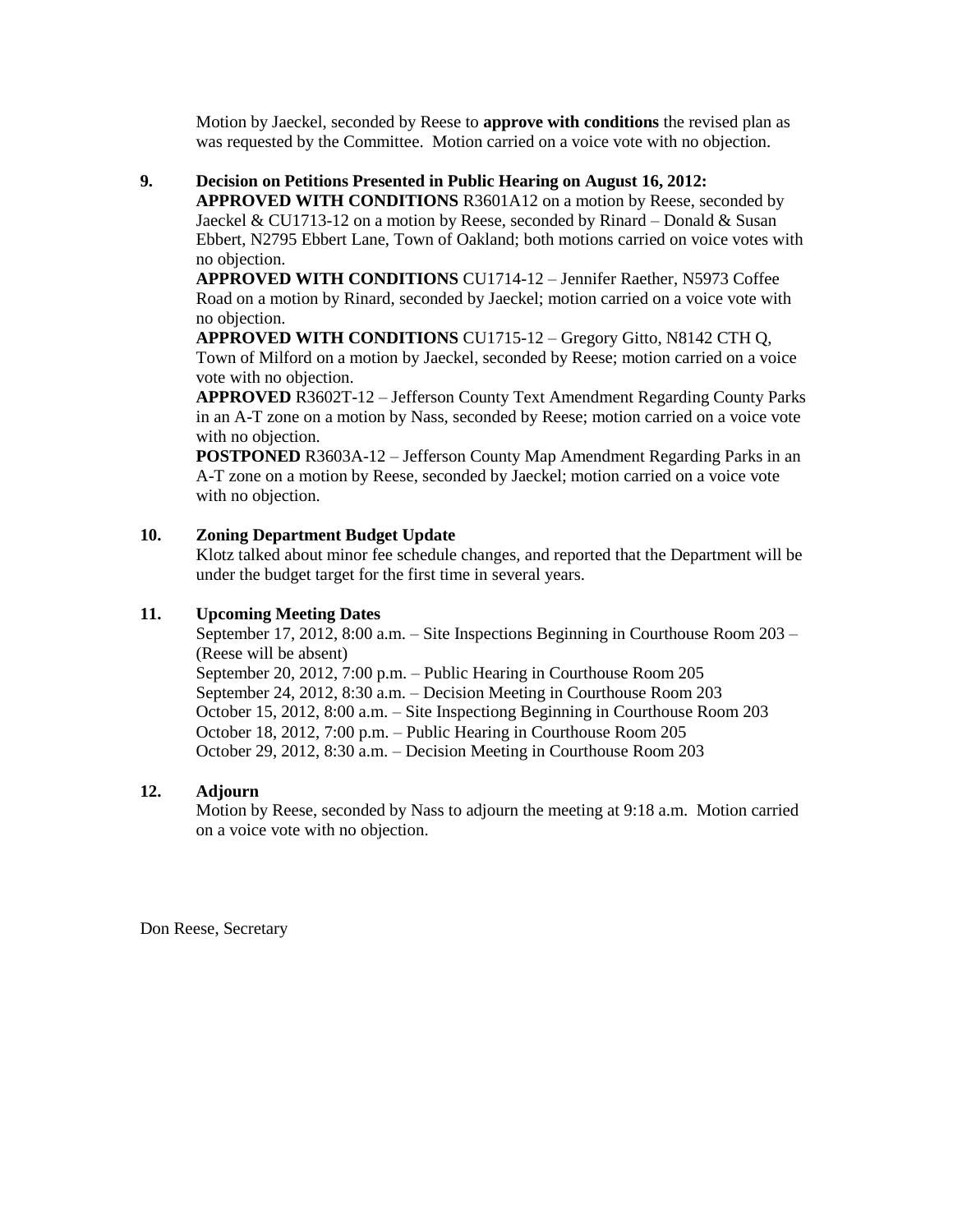Motion by Jaeckel, seconded by Reese to **approve with conditions** the revised plan as was requested by the Committee. Motion carried on a voice vote with no objection.

**9. Decision on Petitions Presented in Public Hearing on August 16, 2012:**

**APPROVED WITH CONDITIONS** R3601A12 on a motion by Reese, seconded by Jaeckel & CU1713-12 on a motion by Reese, seconded by Rinard – Donald & Susan Ebbert, N2795 Ebbert Lane, Town of Oakland; both motions carried on voice votes with no objection.

**APPROVED WITH CONDITIONS** CU1714-12 – Jennifer Raether, N5973 Coffee Road on a motion by Rinard, seconded by Jaeckel; motion carried on a voice vote with no objection.

**APPROVED WITH CONDITIONS** CU1715-12 – Gregory Gitto, N8142 CTH Q, Town of Milford on a motion by Jaeckel, seconded by Reese; motion carried on a voice vote with no objection.

**APPROVED** R3602T-12 – Jefferson County Text Amendment Regarding County Parks in an A-T zone on a motion by Nass, seconded by Reese; motion carried on a voice vote with no objection.

**POSTPONED** R3603A-12 – Jefferson County Map Amendment Regarding Parks in an A-T zone on a motion by Reese, seconded by Jaeckel; motion carried on a voice vote with no objection.

**10. Zoning Department Budget Update**

Klotz talked about minor fee schedule changes, and reported that the Department will be under the budget target for the first time in several years.

**11. Upcoming Meeting Dates**

September 17, 2012, 8:00 a.m. – Site Inspections Beginning in Courthouse Room 203 – (Reese will be absent)
September 20, 2012, 7:00 p.m. – Public Hearing in Courthouse Room 205
September 24, 2012, 8:30 a.m. – Decision Meeting in Courthouse Room 203
October 15, 2012, 8:00 a.m. – Site Inspectiong Beginning in Courthouse Room 203
October 18, 2012, 7:00 p.m. – Public Hearing in Courthouse Room 205
October 29, 2012, 8:30 a.m. – Decision Meeting in Courthouse Room 203

**12. Adjourn**

Motion by Reese, seconded by Nass to adjourn the meeting at 9:18 a.m. Motion carried on a voice vote with no objection.

Don Reese, Secretary